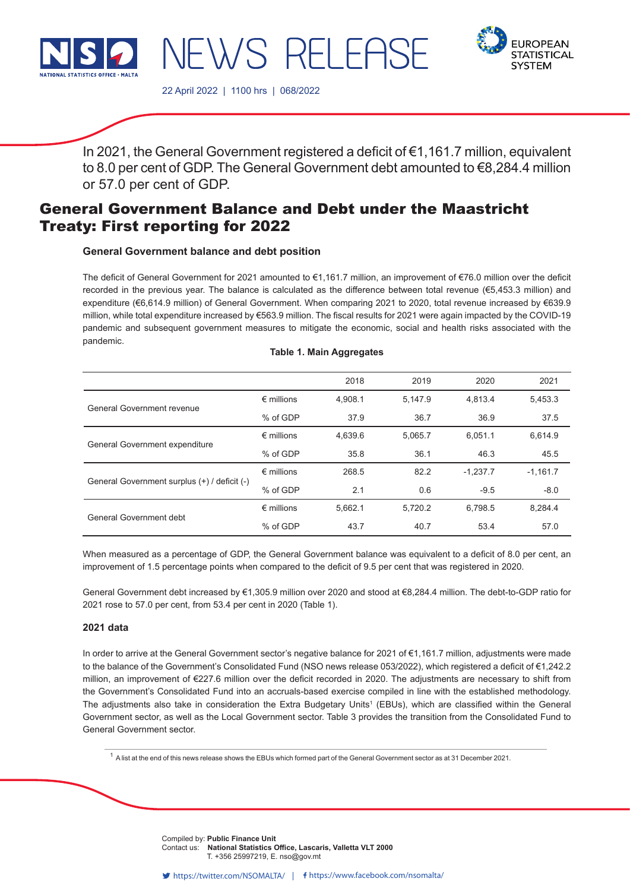# NEWS RELEASE

22 April 2022 | 1100 hrs | 068/2022

In 2021, the General Government registered a deficit of €1,161.7 million, equivalent to 8.0 per cent of GDP. The General Government debt amounted to €8,284.4 million or 57.0 per cent of GDP.

## General Government Balance and Debt under the Maastricht Treaty: First reporting for 2022

### General Government balance and debt position

The deficit of General Government for 2021 amounted to €1,161.7 million, an improvement of €76.0 million over the deficit recorded in the previous year. The balance is calculated as the difference between total revenue (€5,453.3 million) and expenditure (€6,614.9 million) of General Government. When comparing 2021 to 2020, total revenue increased by €639.9 million, while total expenditure increased by €563.9 million. The fiscal results for 2021 were again impacted by the COVID-19 pandemic and subsequent government measures to mitigate the economic, social and health risks associated with the pandemic.

**Table 1. Main Aggregates**

| | | 2018 | 2019 | 2020 | 2021 |
|---|---|---|---|---|---|
| General Government revenue | € millions | 4,908.1 | 5,147.9 | 4,813.4 | 5,453.3 |
| | % of GDP | 37.9 | 36.7 | 36.9 | 37.5 |
| General Government expenditure | € millions | 4,639.6 | 5,065.7 | 6,051.1 | 6,614.9 |
| | % of GDP | 35.8 | 36.1 | 46.3 | 45.5 |
| General Government surplus (+) / deficit (-) | € millions | 268.5 | 82.2 | -1,237.7 | -1,161.7 |
| | % of GDP | 2.1 | 0.6 | -9.5 | -8.0 |
| General Government debt | € millions | 5,662.1 | 5,720.2 | 6,798.5 | 8,284.4 |
| | % of GDP | 43.7 | 40.7 | 53.4 | 57.0 |

When measured as a percentage of GDP, the General Government balance was equivalent to a deficit of 8.0 per cent, an improvement of 1.5 percentage points when compared to the deficit of 9.5 per cent that was registered in 2020.

General Government debt increased by €1,305.9 million over 2020 and stood at €8,284.4 million. The debt-to-GDP ratio for 2021 rose to 57.0 per cent, from 53.4 per cent in 2020 (Table 1).

### 2021 data

In order to arrive at the General Government sector's negative balance for 2021 of €1,161.7 million, adjustments were made to the balance of the Government's Consolidated Fund (NSO news release 053/2022), which registered a deficit of €1,242.2 million, an improvement of €227.6 million over the deficit recorded in 2020. The adjustments are necessary to shift from the Government's Consolidated Fund into an accruals-based exercise compiled in line with the established methodology. The adjustments also take in consideration the Extra Budgetary Units[1] (EBUs), which are classified within the General Government sector, as well as the Local Government sector. Table 3 provides the transition from the Consolidated Fund to General Government sector.

[1] A list at the end of this news release shows the EBUs which formed part of the General Government sector as at 31 December 2021.

Compiled by: **Public Finance Unit**
Contact us: **National Statistics Office, Lascaris, Valletta VLT 2000**
T. +356 25997219, E. nso@gov.mt

https://twitter.com/NSOMALTA/ | https://www.facebook.com/nsomalta/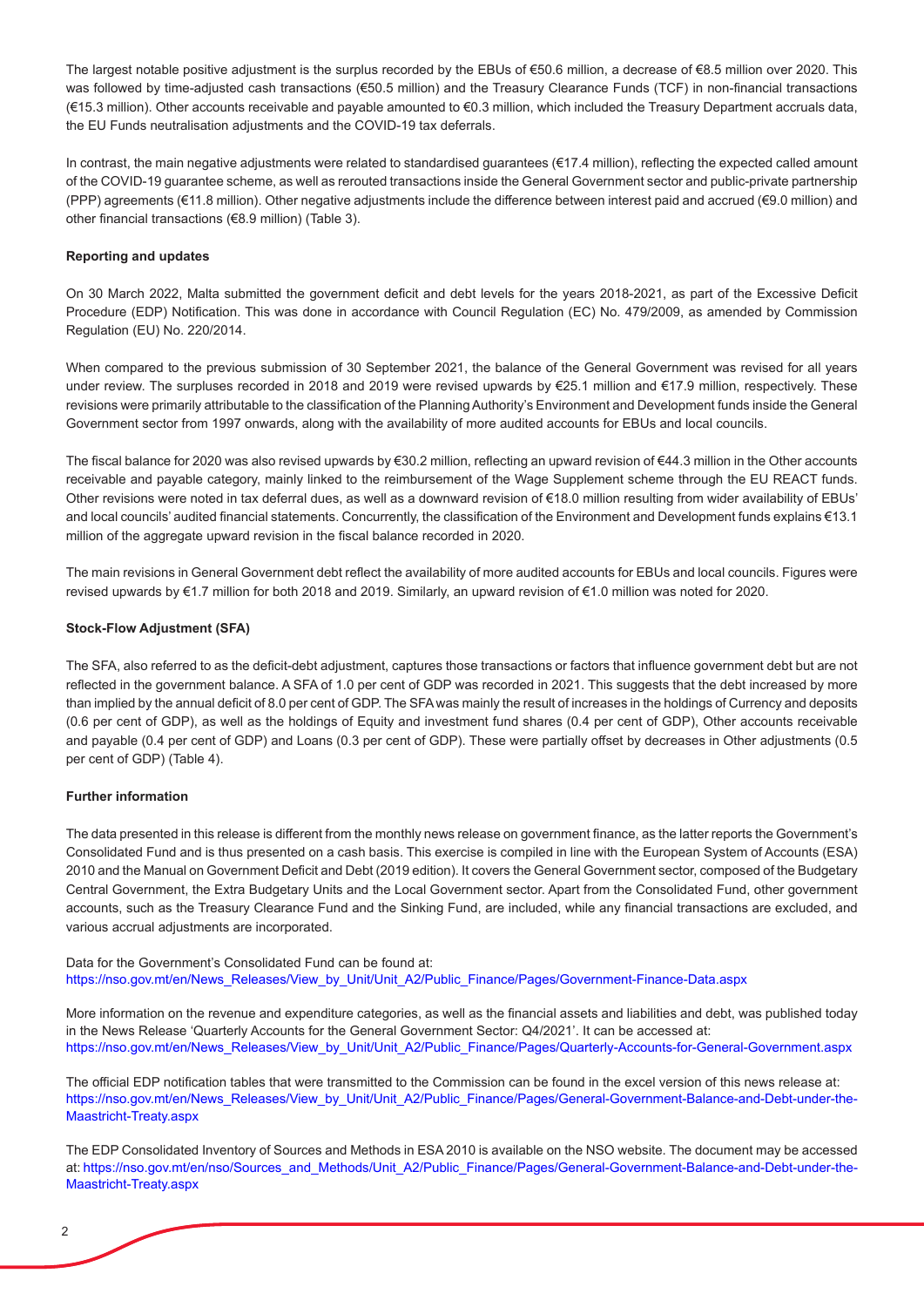The largest notable positive adjustment is the surplus recorded by the EBUs of €50.6 million, a decrease of €8.5 million over 2020. This was followed by time-adjusted cash transactions (€50.5 million) and the Treasury Clearance Funds (TCF) in non-financial transactions (€15.3 million). Other accounts receivable and payable amounted to €0.3 million, which included the Treasury Department accruals data, the EU Funds neutralisation adjustments and the COVID-19 tax deferrals.

In contrast, the main negative adjustments were related to standardised guarantees (€17.4 million), reflecting the expected called amount of the COVID-19 guarantee scheme, as well as rerouted transactions inside the General Government sector and public-private partnership (PPP) agreements (€11.8 million). Other negative adjustments include the difference between interest paid and accrued (€9.0 million) and other financial transactions (€8.9 million) (Table 3).

**Reporting and updates**

On 30 March 2022, Malta submitted the government deficit and debt levels for the years 2018-2021, as part of the Excessive Deficit Procedure (EDP) Notification. This was done in accordance with Council Regulation (EC) No. 479/2009, as amended by Commission Regulation (EU) No. 220/2014.

When compared to the previous submission of 30 September 2021, the balance of the General Government was revised for all years under review. The surpluses recorded in 2018 and 2019 were revised upwards by €25.1 million and €17.9 million, respectively. These revisions were primarily attributable to the classification of the Planning Authority's Environment and Development funds inside the General Government sector from 1997 onwards, along with the availability of more audited accounts for EBUs and local councils.

The fiscal balance for 2020 was also revised upwards by €30.2 million, reflecting an upward revision of €44.3 million in the Other accounts receivable and payable category, mainly linked to the reimbursement of the Wage Supplement scheme through the EU REACT funds. Other revisions were noted in tax deferral dues, as well as a downward revision of €18.0 million resulting from wider availability of EBUs' and local councils' audited financial statements. Concurrently, the classification of the Environment and Development funds explains €13.1 million of the aggregate upward revision in the fiscal balance recorded in 2020.

The main revisions in General Government debt reflect the availability of more audited accounts for EBUs and local councils. Figures were revised upwards by €1.7 million for both 2018 and 2019. Similarly, an upward revision of €1.0 million was noted for 2020.

**Stock-Flow Adjustment (SFA)**

The SFA, also referred to as the deficit-debt adjustment, captures those transactions or factors that influence government debt but are not reflected in the government balance. A SFA of 1.0 per cent of GDP was recorded in 2021. This suggests that the debt increased by more than implied by the annual deficit of 8.0 per cent of GDP. The SFA was mainly the result of increases in the holdings of Currency and deposits (0.6 per cent of GDP), as well as the holdings of Equity and investment fund shares (0.4 per cent of GDP), Other accounts receivable and payable (0.4 per cent of GDP) and Loans (0.3 per cent of GDP). These were partially offset by decreases in Other adjustments (0.5 per cent of GDP) (Table 4).

**Further information**

The data presented in this release is different from the monthly news release on government finance, as the latter reports the Government's Consolidated Fund and is thus presented on a cash basis. This exercise is compiled in line with the European System of Accounts (ESA) 2010 and the Manual on Government Deficit and Debt (2019 edition). It covers the General Government sector, composed of the Budgetary Central Government, the Extra Budgetary Units and the Local Government sector. Apart from the Consolidated Fund, other government accounts, such as the Treasury Clearance Fund and the Sinking Fund, are included, while any financial transactions are excluded, and various accrual adjustments are incorporated.

Data for the Government's Consolidated Fund can be found at:
https://nso.gov.mt/en/News_Releases/View_by_Unit/Unit_A2/Public_Finance/Pages/Government-Finance-Data.aspx

More information on the revenue and expenditure categories, as well as the financial assets and liabilities and debt, was published today in the News Release 'Quarterly Accounts for the General Government Sector: Q4/2021'. It can be accessed at:
https://nso.gov.mt/en/News_Releases/View_by_Unit/Unit_A2/Public_Finance/Pages/Quarterly-Accounts-for-General-Government.aspx

The official EDP notification tables that were transmitted to the Commission can be found in the excel version of this news release at:
https://nso.gov.mt/en/News_Releases/View_by_Unit/Unit_A2/Public_Finance/Pages/General-Government-Balance-and-Debt-under-the-Maastricht-Treaty.aspx

The EDP Consolidated Inventory of Sources and Methods in ESA 2010 is available on the NSO website. The document may be accessed at: https://nso.gov.mt/en/nso/Sources_and_Methods/Unit_A2/Public_Finance/Pages/General-Government-Balance-and-Debt-under-the-Maastricht-Treaty.aspx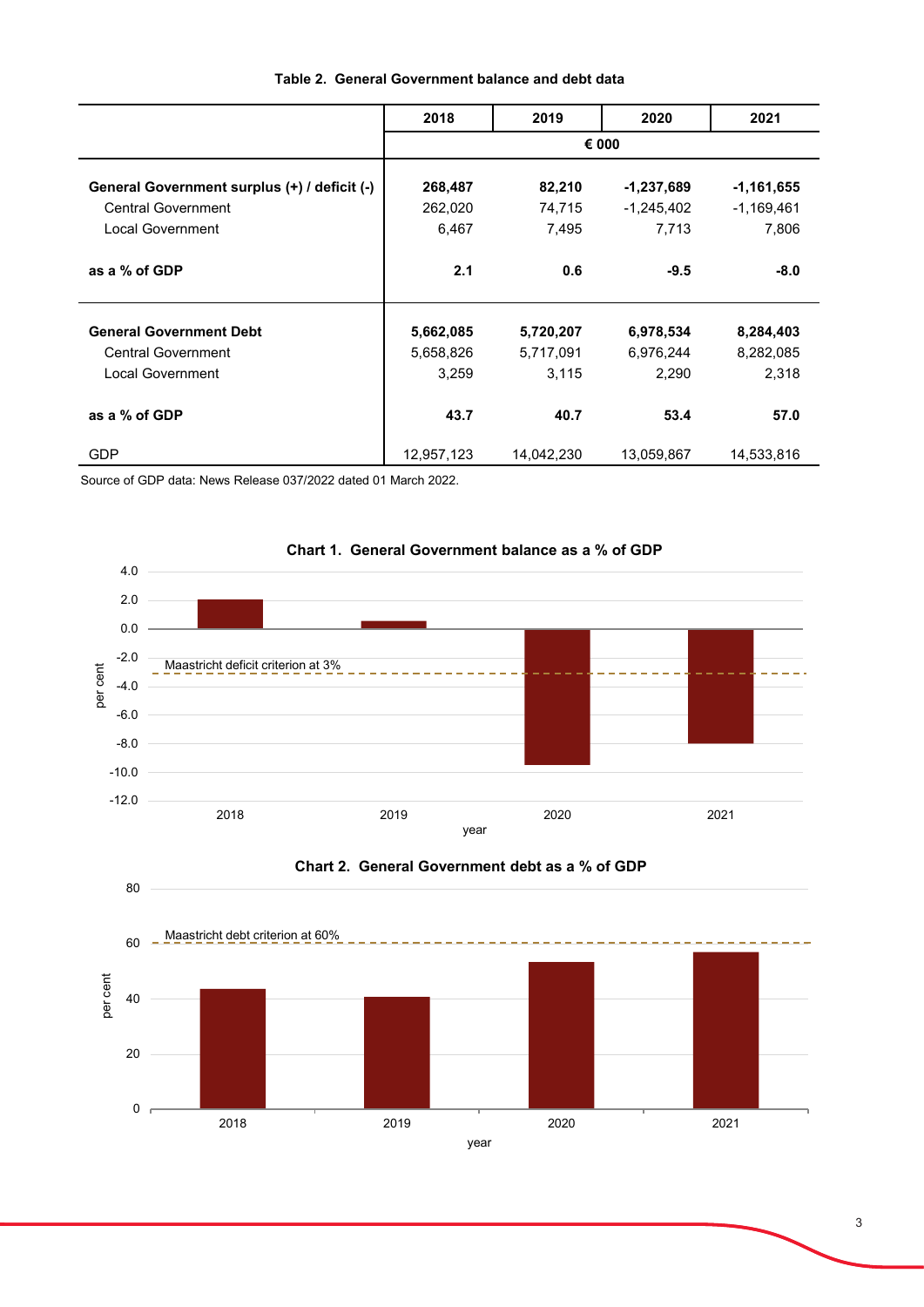**Table 2. General Government balance and debt data**

| | 2018 | 2019 | 2020 | 2021 |
|---|---|---|---|---|
| | € 000 | | | |
| **General Government surplus (+) / deficit (-)** | **268,487** | **82,210** | **-1,237,689** | **-1,161,655** |
| Central Government | 262,020 | 74,715 | -1,245,402 | -1,169,461 |
| Local Government | 6,467 | 7,495 | 7,713 | 7,806 |
| **as a % of GDP** | **2.1** | **0.6** | **-9.5** | **-8.0** |
| **General Government Debt** | **5,662,085** | **5,720,207** | **6,978,534** | **8,284,403** |
| Central Government | 5,658,826 | 5,717,091 | 6,976,244 | 8,282,085 |
| Local Government | 3,259 | 3,115 | 2,290 | 2,318 |
| **as a % of GDP** | **43.7** | **40.7** | **53.4** | **57.0** |
| GDP | 12,957,123 | 14,042,230 | 13,059,867 | 14,533,816 |

Source of GDP data: News Release 037/2022 dated 01 March 2022.

**Chart 1. General Government balance as a % of GDP**

**Chart 2. General Government debt as a % of GDP**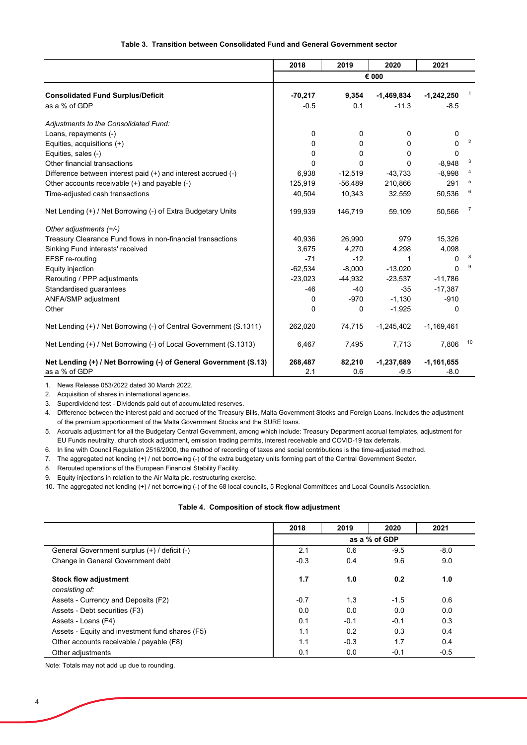**Table 3. Transition between Consolidated Fund and General Government sector**

| | 2018 | 2019 | 2020 | 2021 | |
|---|---|---|---|---|---|
| | € 000 | | | | |
| **Consolidated Fund Surplus/Deficit** | **-70,217** | **9,354** | **-1,469,834** | **-1,242,250** | 1 |
| as a % of GDP | -0.5 | 0.1 | -11.3 | -8.5 | |
| *Adjustments to the Consolidated Fund:* | | | | | |
| Loans, repayments (-) | 0 | 0 | 0 | 0 | |
| Equities, acquisitions (+) | 0 | 0 | 0 | 0 | 2 |
| Equities, sales (-) | 0 | 0 | 0 | 0 | |
| Other financial transactions | 0 | 0 | 0 | -8,948 | 3 |
| Difference between interest paid (+) and interest accrued (-) | 6,938 | -12,519 | -43,733 | -8,998 | 4 |
| Other accounts receivable (+) and payable (-) | 125,919 | -56,489 | 210,866 | 291 | 5 |
| Time-adjusted cash transactions | 40,504 | 10,343 | 32,559 | 50,536 | 6 |
| Net Lending (+) / Net Borrowing (-) of Extra Budgetary Units | 199,939 | 146,719 | 59,109 | 50,566 | 7 |
| *Other adjustments (+/-)* | | | | | |
| Treasury Clearance Fund flows in non-financial transactions | 40,936 | 26,990 | 979 | 15,326 | |
| Sinking Fund interests' received | 3,675 | 4,270 | 4,298 | 4,098 | |
| EFSF re-routing | -71 | -12 | 1 | 0 | 8 |
| Equity injection | -62,534 | -8,000 | -13,020 | 0 | 9 |
| Rerouting / PPP adjustments | -23,023 | -44,932 | -23,537 | -11,786 | |
| Standardised guarantees | -46 | -40 | -35 | -17,387 | |
| ANFA/SMP adjustment | 0 | -970 | -1,130 | -910 | |
| Other | 0 | 0 | -1,925 | 0 | |
| Net Lending (+) / Net Borrowing (-) of Central Government (S.1311) | 262,020 | 74,715 | -1,245,402 | -1,169,461 | |
| Net Lending (+) / Net Borrowing (-) of Local Government (S.1313) | 6,467 | 7,495 | 7,713 | 7,806 | 10 |
| **Net Lending (+) / Net Borrowing (-) of General Government (S.13)** | **268,487** | **82,210** | **-1,237,689** | **-1,161,655** | |
| as a % of GDP | 2.1 | 0.6 | -9.5 | -8.0 | |

1. News Release 053/2022 dated 30 March 2022.
2. Acquisition of shares in international agencies.
3. Superdividend test - Dividends paid out of accumulated reserves.
4. Difference between the interest paid and accrued of the Treasury Bills, Malta Government Stocks and Foreign Loans. Includes the adjustment of the premium apportionment of the Malta Government Stocks and the SURE loans.
5. Accruals adjustment for all the Budgetary Central Government, among which include: Treasury Department accrual templates, adjustment for EU Funds neutrality, church stock adjustment, emission trading permits, interest receivable and COVID-19 tax deferrals.
6. In line with Council Regulation 2516/2000, the method of recording of taxes and social contributions is the time-adjusted method.
7. The aggregated net lending (+) / net borrowing (-) of the extra budgetary units forming part of the Central Government Sector.
8. Rerouted operations of the European Financial Stability Facility.
9. Equity injections in relation to the Air Malta plc. restructuring exercise.
10. The aggregated net lending (+) / net borrowing (-) of the 68 local councils, 5 Regional Committees and Local Councils Association.

**Table 4. Composition of stock flow adjustment**

| | 2018 | 2019 | 2020 | 2021 |
|---|---|---|---|---|
| | as a % of GDP | | | |
| General Government surplus (+) / deficit (-) | 2.1 | 0.6 | -9.5 | -8.0 |
| Change in General Government debt | -0.3 | 0.4 | 9.6 | 9.0 |
| **Stock flow adjustment** | **1.7** | **1.0** | **0.2** | **1.0** |
| *consisting of:* | | | | |
| Assets - Currency and Deposits (F2) | -0.7 | 1.3 | -1.5 | 0.6 |
| Assets - Debt securities (F3) | 0.0 | 0.0 | 0.0 | 0.0 |
| Assets - Loans (F4) | 0.1 | -0.1 | -0.1 | 0.3 |
| Assets - Equity and investment fund shares (F5) | 1.1 | 0.2 | 0.3 | 0.4 |
| Other accounts receivable / payable (F8) | 1.1 | -0.3 | 1.7 | 0.4 |
| Other adjustments | 0.1 | 0.0 | -0.1 | -0.5 |

Note: Totals may not add up due to rounding.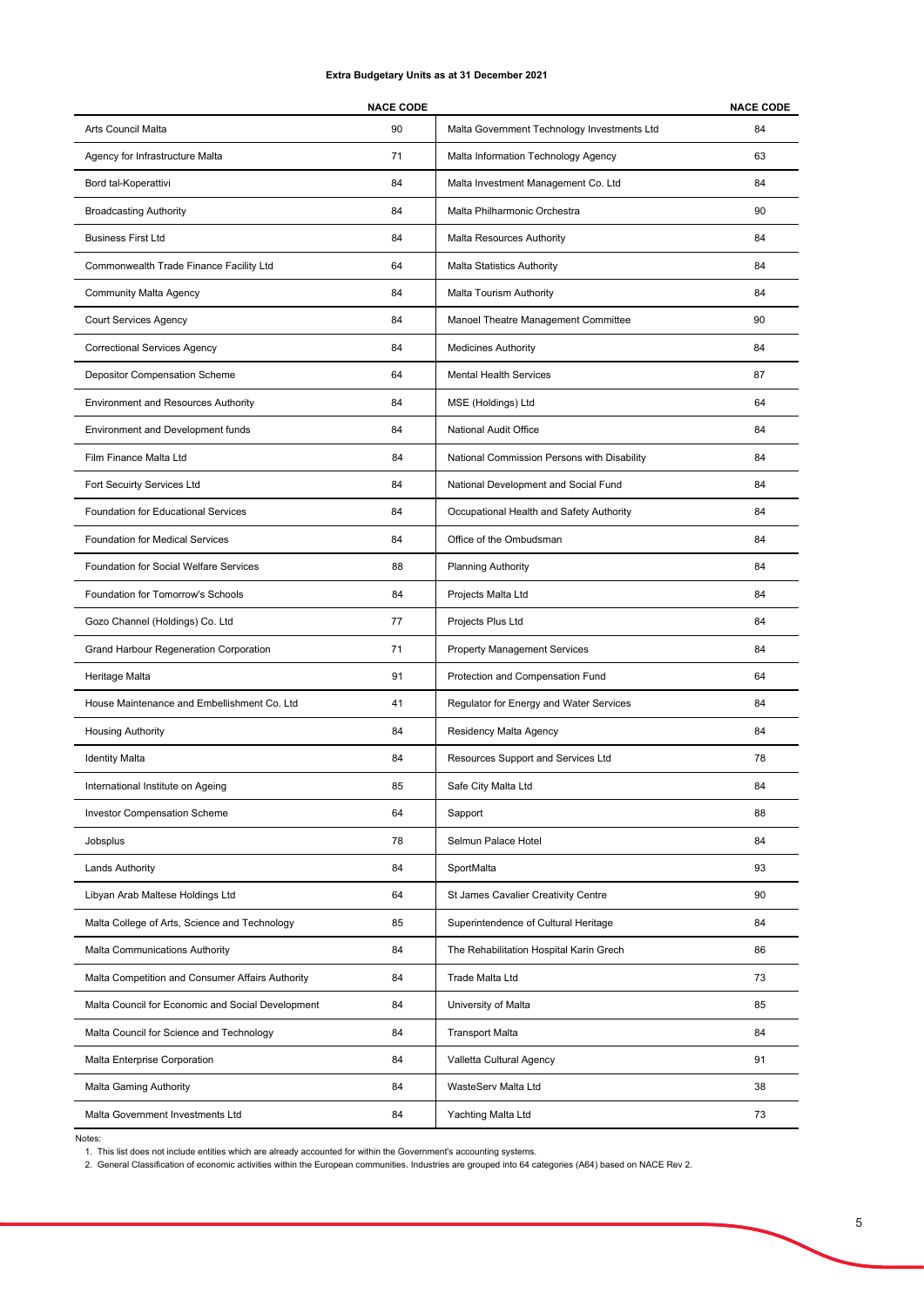**Extra Budgetary Units as at 31 December 2021**

| | NACE CODE | | NACE CODE |
|---|---|---|---|
| Arts Council Malta | 90 | Malta Government Technology Investments Ltd | 84 |
| Agency for Infrastructure Malta | 71 | Malta Information Technology Agency | 63 |
| Bord tal-Koperattivi | 84 | Malta Investment Management Co. Ltd | 84 |
| Broadcasting Authority | 84 | Malta Philharmonic Orchestra | 90 |
| Business First Ltd | 84 | Malta Resources Authority | 84 |
| Commonwealth Trade Finance Facility Ltd | 64 | Malta Statistics Authority | 84 |
| Community Malta Agency | 84 | Malta Tourism Authority | 84 |
| Court Services Agency | 84 | Manoel Theatre Management Committee | 90 |
| Correctional Services Agency | 84 | Medicines Authority | 84 |
| Depositor Compensation Scheme | 64 | Mental Health Services | 87 |
| Environment and Resources Authority | 84 | MSE (Holdings) Ltd | 64 |
| Environment and Development funds | 84 | National Audit Office | 84 |
| Film Finance Malta Ltd | 84 | National Commission Persons with Disability | 84 |
| Fort Secuirty Services Ltd | 84 | National Development and Social Fund | 84 |
| Foundation for Educational Services | 84 | Occupational Health and Safety Authority | 84 |
| Foundation for Medical Services | 84 | Office of the Ombudsman | 84 |
| Foundation for Social Welfare Services | 88 | Planning Authority | 84 |
| Foundation for Tomorrow's Schools | 84 | Projects Malta Ltd | 84 |
| Gozo Channel (Holdings) Co. Ltd | 77 | Projects Plus Ltd | 84 |
| Grand Harbour Regeneration Corporation | 71 | Property Management Services | 84 |
| Heritage Malta | 91 | Protection and Compensation Fund | 64 |
| House Maintenance and Embellishment Co. Ltd | 41 | Regulator for Energy and Water Services | 84 |
| Housing Authority | 84 | Residency Malta Agency | 84 |
| Identity Malta | 84 | Resources Support and Services Ltd | 78 |
| International Institute on Ageing | 85 | Safe City Malta Ltd | 84 |
| Investor Compensation Scheme | 64 | Sapport | 88 |
| Jobsplus | 78 | Selmun Palace Hotel | 84 |
| Lands Authority | 84 | SportMalta | 93 |
| Libyan Arab Maltese Holdings Ltd | 64 | St James Cavalier Creativity Centre | 90 |
| Malta College of Arts, Science and Technology | 85 | Superintendence of Cultural Heritage | 84 |
| Malta Communications Authority | 84 | The Rehabilitation Hospital Karin Grech | 86 |
| Malta Competition and Consumer Affairs Authority | 84 | Trade Malta Ltd | 73 |
| Malta Council for Economic and Social Development | 84 | University of Malta | 85 |
| Malta Council for Science and Technology | 84 | Transport Malta | 84 |
| Malta Enterprise Corporation | 84 | Valletta Cultural Agency | 91 |
| Malta Gaming Authority | 84 | WasteServ Malta Ltd | 38 |
| Malta Government Investments Ltd | 84 | Yachting Malta Ltd | 73 |

Notes:

1. This list does not include entities which are already accounted for within the Government's accounting systems.
2. General Classification of economic activities within the European communities. Industries are grouped into 64 categories (A64) based on NACE Rev 2.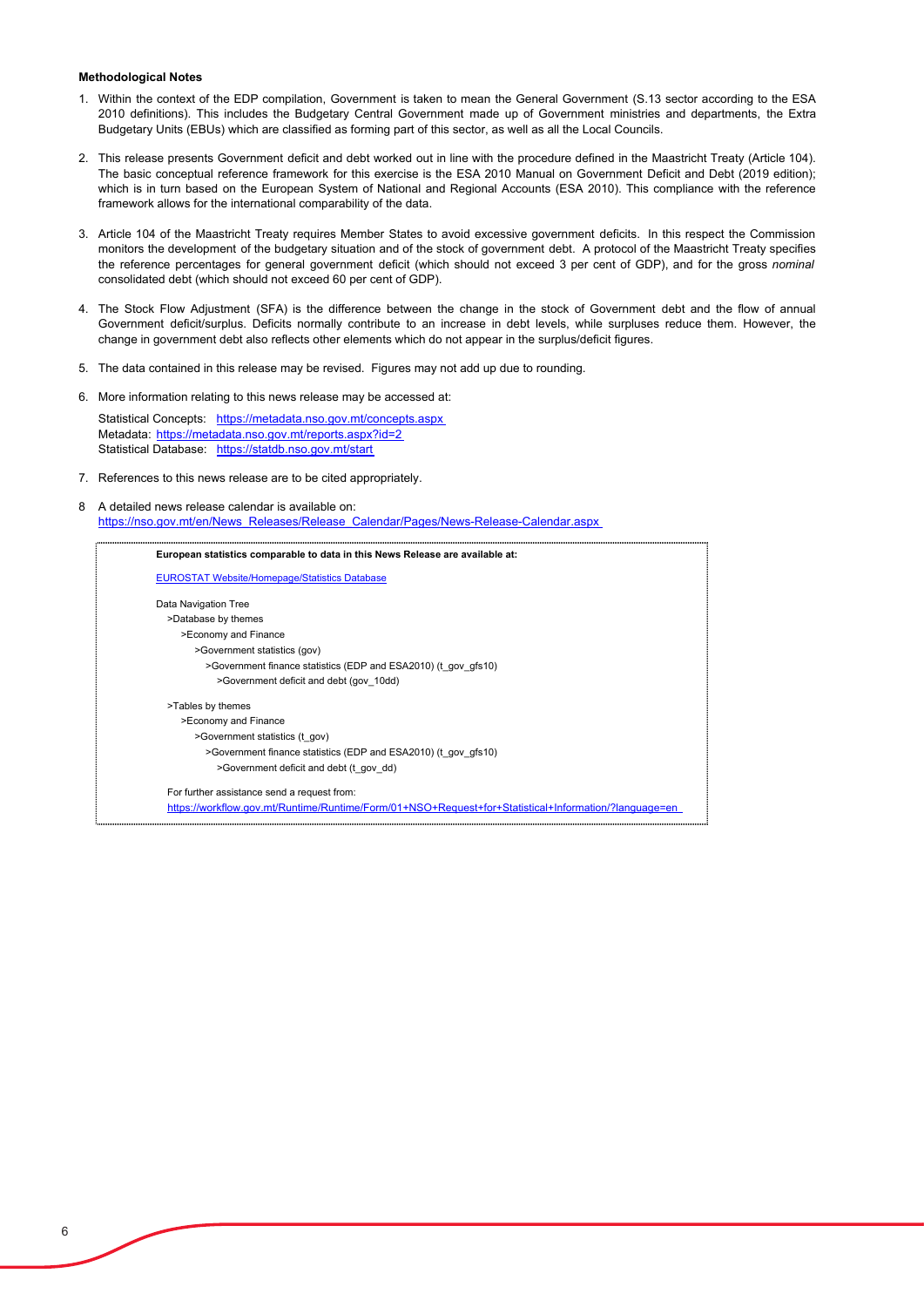**Methodological Notes**

1. Within the context of the EDP compilation, Government is taken to mean the General Government (S.13 sector according to the ESA 2010 definitions). This includes the Budgetary Central Government made up of Government ministries and departments, the Extra Budgetary Units (EBUs) which are classified as forming part of this sector, as well as all the Local Councils.

2. This release presents Government deficit and debt worked out in line with the procedure defined in the Maastricht Treaty (Article 104). The basic conceptual reference framework for this exercise is the ESA 2010 Manual on Government Deficit and Debt (2019 edition); which is in turn based on the European System of National and Regional Accounts (ESA 2010). This compliance with the reference framework allows for the international comparability of the data.

3. Article 104 of the Maastricht Treaty requires Member States to avoid excessive government deficits. In this respect the Commission monitors the development of the budgetary situation and of the stock of government debt. A protocol of the Maastricht Treaty specifies the reference percentages for general government deficit (which should not exceed 3 per cent of GDP), and for the gross *nominal* consolidated debt (which should not exceed 60 per cent of GDP).

4. The Stock Flow Adjustment (SFA) is the difference between the change in the stock of Government debt and the flow of annual Government deficit/surplus. Deficits normally contribute to an increase in debt levels, while surpluses reduce them. However, the change in government debt also reflects other elements which do not appear in the surplus/deficit figures.

5. The data contained in this release may be revised. Figures may not add up due to rounding.

6. More information relating to this news release may be accessed at:

   Statistical Concepts: https://metadata.nso.gov.mt/concepts.aspx
   Metadata: https://metadata.nso.gov.mt/reports.aspx?id=2
   Statistical Database: https://statdb.nso.gov.mt/start

7. References to this news release are to be cited appropriately.

8. A detailed news release calendar is available on:
   https://nso.gov.mt/en/News_Releases/Release_Calendar/Pages/News-Release-Calendar.aspx

**European statistics comparable to data in this News Release are available at:**

EUROSTAT Website/Homepage/Statistics Database

Data Navigation Tree
>Database by themes
>Economy and Finance
>Government statistics (gov)
>Government finance statistics (EDP and ESA2010) (t_gov_gfs10)
>Government deficit and debt (gov_10dd)

>Tables by themes
>Economy and Finance
>Government statistics (t_gov)
>Government finance statistics (EDP and ESA2010) (t_gov_gfs10)
>Government deficit and debt (t_gov_dd)

For further assistance send a request from:
https://workflow.gov.mt/Runtime/Runtime/Form/01+NSO+Request+for+Statistical+Information/?language=en